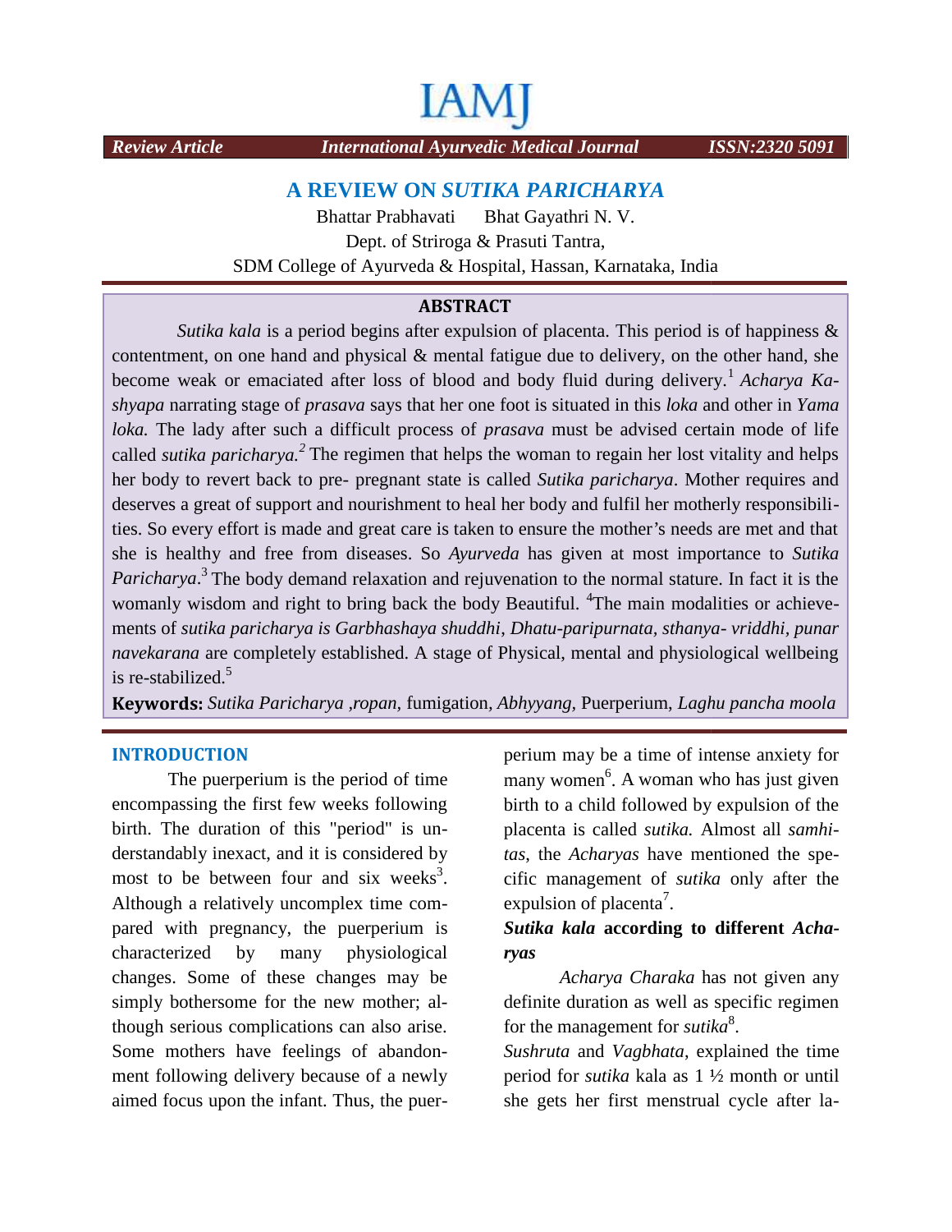# IAMJ

*Review Article* *International Ayurvedic Medical Journal* *ISSN:2320 5091*

## A REVIEW ON *SUTIKA PARICHARYA*

Bhattar Prabhavati Bhat Gayathri N. V.

Dept. of Striroga & Prasuti Tantra,

SDM College of Ayurveda & Hospital, Hassan, Karnataka, India

### ABSTRACT

*Sutika kala* is a period begins after expulsion of placenta. This period is of happiness & contentment, on one hand and physical & mental fatigue due to delivery, on the other hand, she become weak or emaciated after loss of blood and body fluid during delivery.[1] *Acharya Kashyapa* narrating stage of *prasava* says that her one foot is situated in this *loka* and other in *Yama loka.* The lady after such a difficult process of *prasava* must be advised certain mode of life called *sutika paricharya.*[2] The regimen that helps the woman to regain her lost vitality and helps her body to revert back to pre- pregnant state is called *Sutika paricharya*. Mother requires and deserves a great of support and nourishment to heal her body and fulfil her motherly responsibilities. So every effort is made and great care is taken to ensure the mother's needs are met and that she is healthy and free from diseases. So *Ayurveda* has given at most importance to *Sutika Paricharya*.[3] The body demand relaxation and rejuvenation to the normal stature. In fact it is the womanly wisdom and right to bring back the body Beautiful. [4]The main modalities or achievements of *sutika paricharya is Garbhashaya shuddhi*, *Dhatu-paripurnata, sthanya- vriddhi, punar navekarana* are completely established. A stage of Physical, mental and physiological wellbeing is re-stabilized.[5]

**Keywords:** *Sutika Paricharya ,ropan*, fumigation*, Abhyyang*, Puerperium, *Laghu pancha moola*

### INTRODUCTION

The puerperium is the period of time encompassing the first few weeks following birth. The duration of this "period" is understandably inexact, and it is considered by most to be between four and six weeks[3]. Although a relatively uncomplex time compared with pregnancy, the puerperium is characterized by many physiological changes. Some of these changes may be simply bothersome for the new mother; although serious complications can also arise. Some mothers have feelings of abandonment following delivery because of a newly aimed focus upon the infant. Thus, the puerperium may be a time of intense anxiety for many women[6]. A woman who has just given birth to a child followed by expulsion of the placenta is called *sutika.* Almost all *samhitas*, the *Acharyas* have mentioned the specific management of *sutika* only after the expulsion of placenta[7].

### *Sutika kala* according to different *Acharyas*

*Acharya Charaka* has not given any definite duration as well as specific regimen for the management for *sutika*[8].

*Sushruta* and *Vagbhata*, explained the time period for *sutika* kala as 1 ½ month or until she gets her first menstrual cycle after la-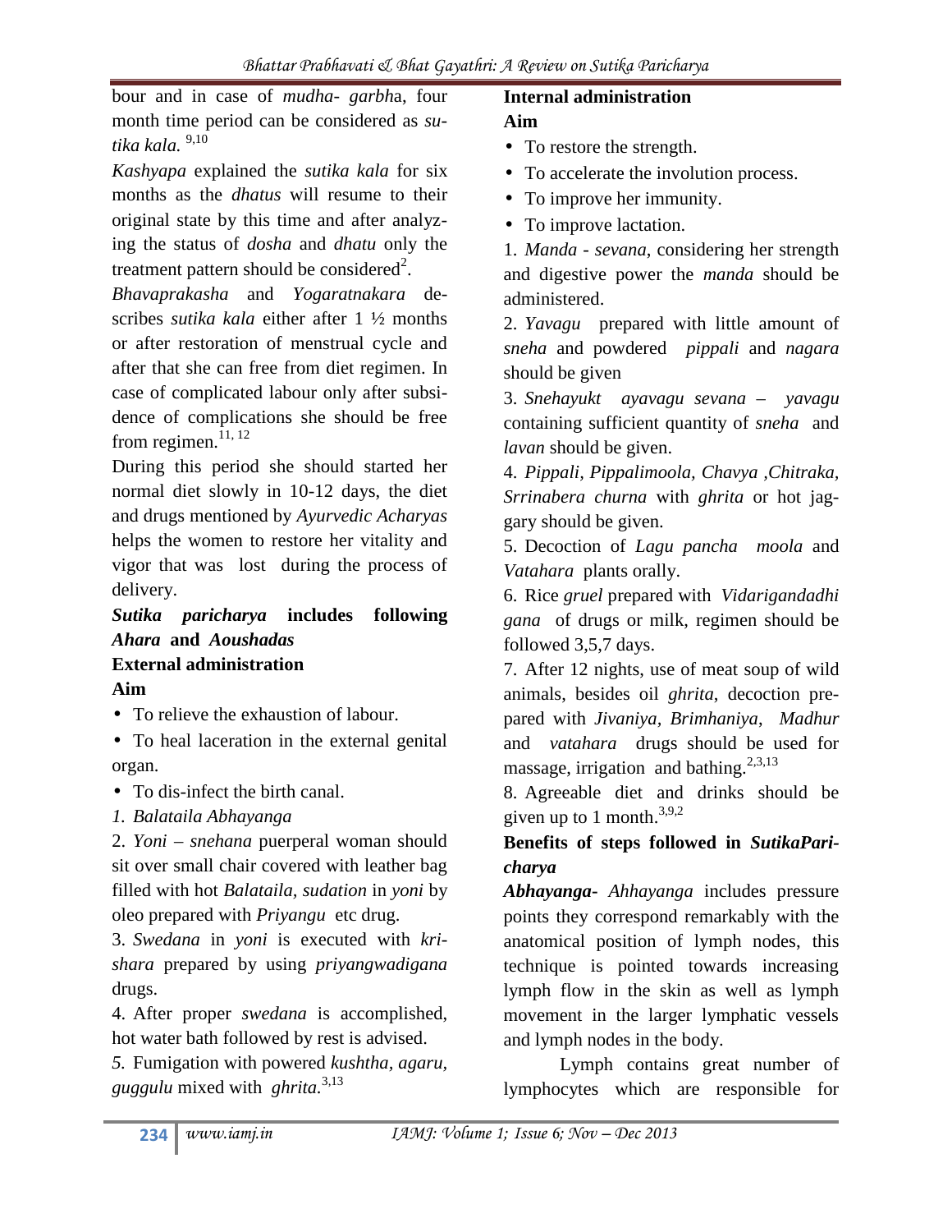bour and in case of *mudha- garbha*, four month time period can be considered as *sutika kala.* [9,10]

*Kashyapa* explained the *sutika kala* for six months as the *dhatus* will resume to their original state by this time and after analyzing the status of *dosha* and *dhatu* only the treatment pattern should be considered[2].

*Bhavaprakasha* and *Yogaratnakara* describes *sutika kala* either after 1 ½ months or after restoration of menstrual cycle and after that she can free from diet regimen. In case of complicated labour only after subsidence of complications she should be free from regimen.[11, 12]

During this period she should started her normal diet slowly in 10-12 days, the diet and drugs mentioned by *Ayurvedic Acharyas* helps the women to restore her vitality and vigor that was lost during the process of delivery.

### *Sutika paricharya* includes following *Ahara* and *Aoushadas*

**External administration**

**Aim**

- To relieve the exhaustion of labour.
- To heal laceration in the external genital organ.
- To dis-infect the birth canal.

*1. Balataila Abhayanga*

2. *Yoni – snehana* puerperal woman should sit over small chair covered with leather bag filled with hot *Balataila, sudation* in *yoni* by oleo prepared with *Priyangu* etc drug.

3. *Swedana* in *yoni* is executed with *krishara* prepared by using *priyangwadigana* drugs.

4. After proper *swedana* is accomplished, hot water bath followed by rest is advised.

*5.* Fumigation with powered *kushtha, agaru, guggulu* mixed with *ghrita.*[3,13]

**Internal administration**

**Aim**

- To restore the strength.
- To accelerate the involution process.
- To improve her immunity.
- To improve lactation.

1. *Manda - sevana*, considering her strength and digestive power the *manda* should be administered.

2. *Yavagu* prepared with little amount of *sneha* and powdered *pippali* and *nagara* should be given

3. *Snehayukt ayavagu sevana – yavagu* containing sufficient quantity of *sneha* and *lavan* should be given.

4. *Pippali, Pippalimoola, Chavya ,Chitraka, Srrinabera churna* with *ghrita* or hot jaggary should be given.

5. Decoction of *Lagu pancha moola* and *Vatahara* plants orally.

6. Rice *gruel* prepared with *Vidarigandadhi gana* of drugs or milk, regimen should be followed 3,5,7 days.

7. After 12 nights, use of meat soup of wild animals, besides oil *ghrita*, decoction prepared with *Jivaniya, Brimhaniya, Madhur* and *vatahara* drugs should be used for massage, irrigation and bathing.[2,3,13]

8. Agreeable diet and drinks should be given up to 1 month.[3,9,2]

### Benefits of steps followed in *SutikaParicharya*

***Abhayanga- Ahhayanga*** includes pressure points they correspond remarkably with the anatomical position of lymph nodes, this technique is pointed towards increasing lymph flow in the skin as well as lymph movement in the larger lymphatic vessels and lymph nodes in the body.

Lymph contains great number of lymphocytes which are responsible for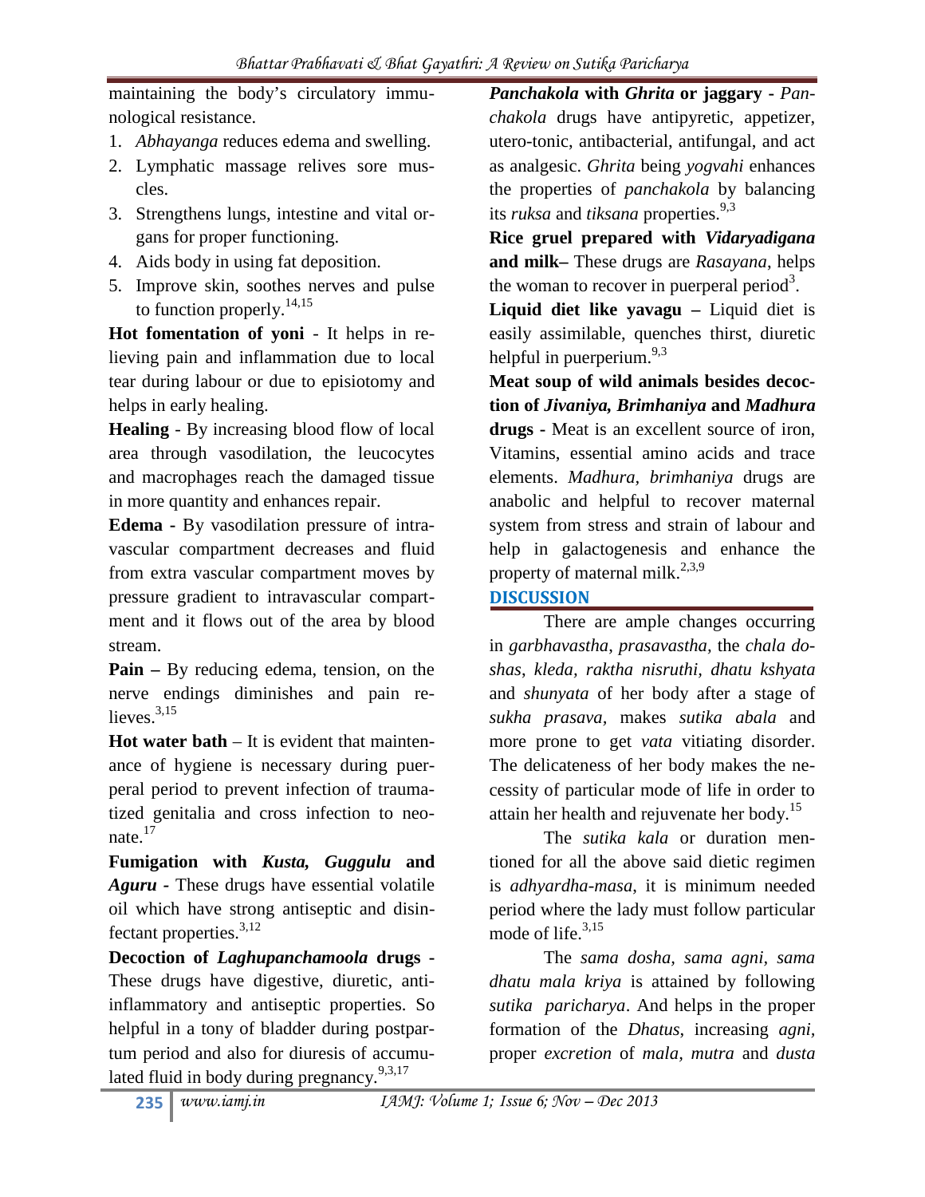maintaining the body's circulatory immunological resistance.

1. *Abhayanga* reduces edema and swelling.
2. Lymphatic massage relives sore muscles.
3. Strengthens lungs, intestine and vital organs for proper functioning.
4. Aids body in using fat deposition.
5. Improve skin, soothes nerves and pulse to function properly.[14,15]

**Hot fomentation of yoni** - It helps in relieving pain and inflammation due to local tear during labour or due to episiotomy and helps in early healing.

**Healing** - By increasing blood flow of local area through vasodilation, the leucocytes and macrophages reach the damaged tissue in more quantity and enhances repair.

**Edema -** By vasodilation pressure of intravascular compartment decreases and fluid from extra vascular compartment moves by pressure gradient to intravascular compartment and it flows out of the area by blood stream.

**Pain –** By reducing edema, tension, on the nerve endings diminishes and pain relieves.[3,15]

**Hot water bath** – It is evident that maintenance of hygiene is necessary during puerperal period to prevent infection of traumatized genitalia and cross infection to neonate.[17]

**Fumigation with *Kusta, Guggulu* and *Aguru*** - These drugs have essential volatile oil which have strong antiseptic and disinfectant properties.[3,12]

**Decoction of *Laghupanchamoola* drugs** - These drugs have digestive, diuretic, anti-inflammatory and antiseptic properties. So helpful in a tony of bladder during postpartum period and also for diuresis of accumulated fluid in body during pregnancy.[9,3,17]

***Panchakola* with *Ghrita* or jaggary** - *Panchakola* drugs have antipyretic, appetizer, utero-tonic, antibacterial, antifungal, and act as analgesic. *Ghrita* being *yogvahi* enhances the properties of *panchakola* by balancing its *ruksa* and *tiksana* properties.[9,3]

**Rice gruel prepared with *Vidaryadigana* and milk–** These drugs are *Rasayana*, helps the woman to recover in puerperal period[3].

**Liquid diet like yavagu –** Liquid diet is easily assimilable, quenches thirst, diuretic helpful in puerperium.[9,3]

**Meat soup of wild animals besides decoction of *Jivaniya, Brimhaniya* and *Madhura* drugs -** Meat is an excellent source of iron, Vitamins, essential amino acids and trace elements. *Madhura*, *brimhaniya* drugs are anabolic and helpful to recover maternal system from stress and strain of labour and help in galactogenesis and enhance the property of maternal milk.[2,3,9]

## DISCUSSION

There are ample changes occurring in *garbhavastha*, *prasavastha*, the *chala doshas*, *kleda, raktha nisruthi, dhatu kshyata* and *shunyata* of her body after a stage of *sukha prasava*, makes *sutika abala* and more prone to get *vata* vitiating disorder. The delicateness of her body makes the necessity of particular mode of life in order to attain her health and rejuvenate her body.[15]

The *sutika kala* or duration mentioned for all the above said dietic regimen is *adhyardha-masa*, it is minimum needed period where the lady must follow particular mode of life.[3,15]

The *sama dosha*, *sama agni*, *sama dhatu mala kriya* is attained by following *sutika paricharya*. And helps in the proper formation of the *Dhatus*, increasing *agni*, proper *excretion* of *mala, mutra* and *dusta*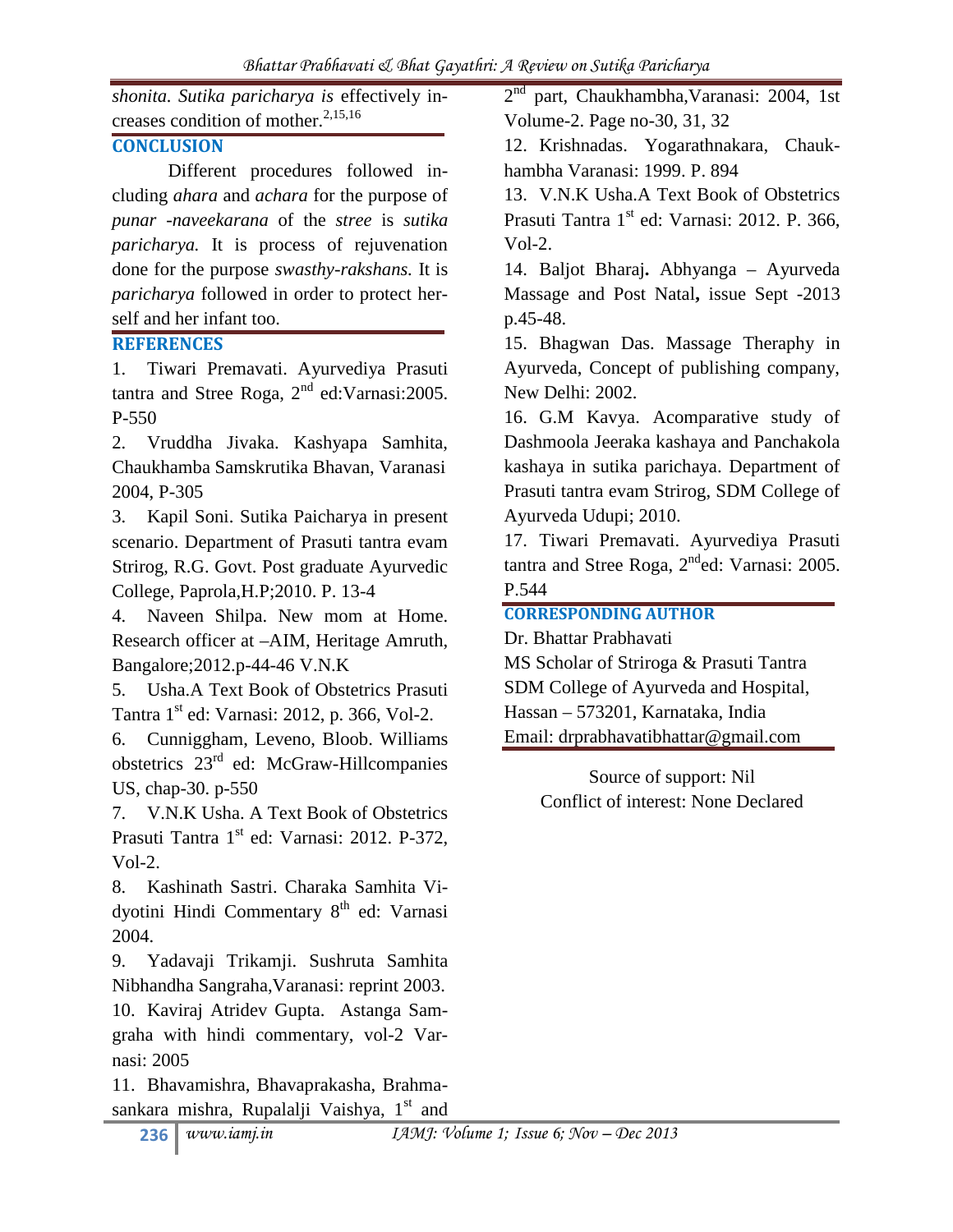*shonita*. *Sutika paricharya is* effectively increases condition of mother.[2,15,16]

## CONCLUSION

Different procedures followed including *ahara* and *achara* for the purpose of *punar -naveekarana* of the *stree* is *sutika paricharya.* It is process of rejuvenation done for the purpose *swasthy-rakshans.* It is *paricharya* followed in order to protect herself and her infant too.

## REFERENCES

1. Tiwari Premavati. Ayurvediya Prasuti tantra and Stree Roga, 2nd ed:Varnasi:2005. P-550
2. Vruddha Jivaka. Kashyapa Samhita, Chaukhamba Samskrutika Bhavan, Varanasi 2004, P-305
3. Kapil Soni. Sutika Paicharya in present scenario. Department of Prasuti tantra evam Strirog, R.G. Govt. Post graduate Ayurvedic College, Paprola,H.P;2010. P. 13-4
4. Naveen Shilpa. New mom at Home. Research officer at –AIM, Heritage Amruth, Bangalore;2012.p-44-46 V.N.K
5. Usha.A Text Book of Obstetrics Prasuti Tantra 1st ed: Varnasi: 2012, p. 366, Vol-2.
6. Cunniggham, Leveno, Bloob. Williams obstetrics 23rd ed: McGraw-Hillcompanies US, chap-30. p-550
7. V.N.K Usha. A Text Book of Obstetrics Prasuti Tantra 1st ed: Varnasi: 2012. P-372, Vol-2.
8. Kashinath Sastri. Charaka Samhita Vidyotini Hindi Commentary 8th ed: Varnasi 2004.
9. Yadavaji Trikamji. Sushruta Samhita Nibhandha Sangraha,Varanasi: reprint 2003.
10. Kaviraj Atridev Gupta. Astanga Samgraha with hindi commentary, vol-2 Varnasi: 2005
11. Bhavamishra, Bhavaprakasha, Brahmasankara mishra, Rupalalji Vaishya, 1st and 2nd part, Chaukhambha,Varanasi: 2004, 1st Volume-2. Page no-30, 31, 32
12. Krishnadas. Yogarathnakara, Chaukhambha Varanasi: 1999. P. 894
13. V.N.K Usha.A Text Book of Obstetrics Prasuti Tantra 1st ed: Varnasi: 2012. P. 366, Vol-2.
14. Baljot Bharaj**.** Abhyanga – Ayurveda Massage and Post Natal**,** issue Sept -2013 p.45-48.
15. Bhagwan Das. Massage Theraphy in Ayurveda, Concept of publishing company, New Delhi: 2002.
16. G.M Kavya. Acomparative study of Dashmoola Jeeraka kashaya and Panchakola kashaya in sutika parichaya. Department of Prasuti tantra evam Strirog, SDM College of Ayurveda Udupi; 2010.
17. Tiwari Premavati. Ayurvediya Prasuti tantra and Stree Roga, 2nded: Varnasi: 2005. P.544

## CORRESPONDING AUTHOR

Dr. Bhattar Prabhavati
MS Scholar of Striroga & Prasuti Tantra
SDM College of Ayurveda and Hospital,
Hassan – 573201, Karnataka, India
Email: drprabhavatibhattar@gmail.com

Source of support: Nil
Conflict of interest: None Declared